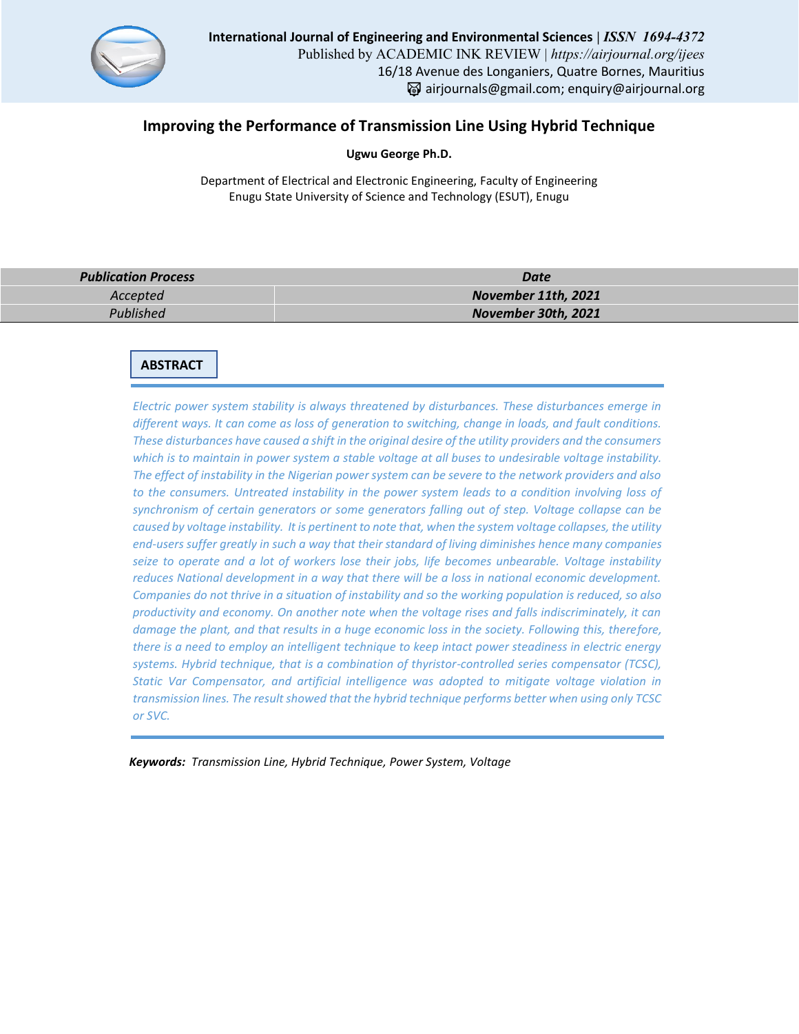International Journal of Engineering and Environmental Sciences | *ISSN 1694-4372*
Published by ACADEMIC INK REVIEW | *https://airjournal.org/ijees*
16/18 Avenue des Longaniers, Quatre Bornes, Mauritius
airjournals@gmail.com; enquiry@airjournal.org

# Improving the Performance of Transmission Line Using Hybrid Technique

**Ugwu George Ph.D.**

Department of Electrical and Electronic Engineering, Faculty of Engineering
Enugu State University of Science and Technology (ESUT), Enugu

| *Publication Process* | *Date* |
|---|---|
| *Accepted* | ***November 11th, 2021*** |
| *Published* | ***November 30th, 2021*** |

## ABSTRACT

*Electric power system stability is always threatened by disturbances. These disturbances emerge in different ways. It can come as loss of generation to switching, change in loads, and fault conditions. These disturbances have caused a shift in the original desire of the utility providers and the consumers which is to maintain in power system a stable voltage at all buses to undesirable voltage instability. The effect of instability in the Nigerian power system can be severe to the network providers and also to the consumers. Untreated instability in the power system leads to a condition involving loss of synchronism of certain generators or some generators falling out of step. Voltage collapse can be caused by voltage instability. It is pertinent to note that, when the system voltage collapses, the utility end-users suffer greatly in such a way that their standard of living diminishes hence many companies seize to operate and a lot of workers lose their jobs, life becomes unbearable. Voltage instability reduces National development in a way that there will be a loss in national economic development. Companies do not thrive in a situation of instability and so the working population is reduced, so also productivity and economy. On another note when the voltage rises and falls indiscriminately, it can damage the plant, and that results in a huge economic loss in the society. Following this, therefore, there is a need to employ an intelligent technique to keep intact power steadiness in electric energy systems. Hybrid technique, that is a combination of thyristor-controlled series compensator (TCSC), Static Var Compensator, and artificial intelligence was adopted to mitigate voltage violation in transmission lines. The result showed that the hybrid technique performs better when using only TCSC or SVC.*

***Keywords:*** *Transmission Line, Hybrid Technique, Power System, Voltage*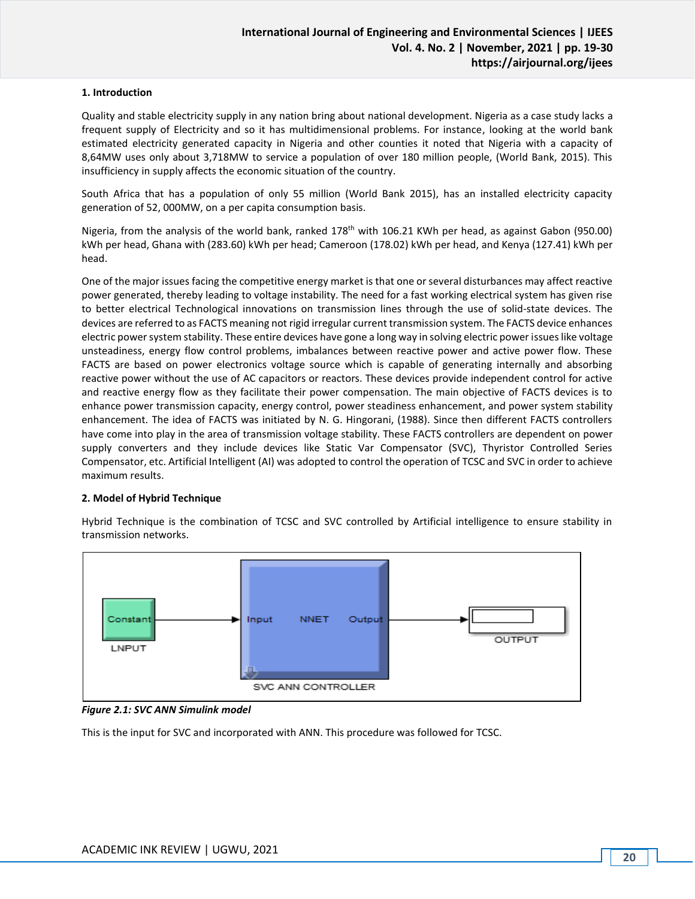## 1. Introduction

Quality and stable electricity supply in any nation bring about national development. Nigeria as a case study lacks a frequent supply of Electricity and so it has multidimensional problems. For instance, looking at the world bank estimated electricity generated capacity in Nigeria and other counties it noted that Nigeria with a capacity of 8,64MW uses only about 3,718MW to service a population of over 180 million people, (World Bank, 2015). This insufficiency in supply affects the economic situation of the country.

South Africa that has a population of only 55 million (World Bank 2015), has an installed electricity capacity generation of 52, 000MW, on a per capita consumption basis.

Nigeria, from the analysis of the world bank, ranked 178th with 106.21 KWh per head, as against Gabon (950.00) kWh per head, Ghana with (283.60) kWh per head; Cameroon (178.02) kWh per head, and Kenya (127.41) kWh per head.

One of the major issues facing the competitive energy market is that one or several disturbances may affect reactive power generated, thereby leading to voltage instability. The need for a fast working electrical system has given rise to better electrical Technological innovations on transmission lines through the use of solid-state devices. The devices are referred to as FACTS meaning not rigid irregular current transmission system. The FACTS device enhances electric power system stability. These entire devices have gone a long way in solving electric power issues like voltage unsteadiness, energy flow control problems, imbalances between reactive power and active power flow. These FACTS are based on power electronics voltage source which is capable of generating internally and absorbing reactive power without the use of AC capacitors or reactors. These devices provide independent control for active and reactive energy flow as they facilitate their power compensation. The main objective of FACTS devices is to enhance power transmission capacity, energy control, power steadiness enhancement, and power system stability enhancement. The idea of FACTS was initiated by N. G. Hingorani, (1988). Since then different FACTS controllers have come into play in the area of transmission voltage stability. These FACTS controllers are dependent on power supply converters and they include devices like Static Var Compensator (SVC), Thyristor Controlled Series Compensator, etc. Artificial Intelligent (AI) was adopted to control the operation of TCSC and SVC in order to achieve maximum results.

## 2. Model of Hybrid Technique

Hybrid Technique is the combination of TCSC and SVC controlled by Artificial intelligence to ensure stability in transmission networks.

Constant
LNPUT
Input NNET Output
SVC ANN CONTROLLER
OUTPUT

***Figure 2.1: SVC ANN Simulink model***

This is the input for SVC and incorporated with ANN. This procedure was followed for TCSC.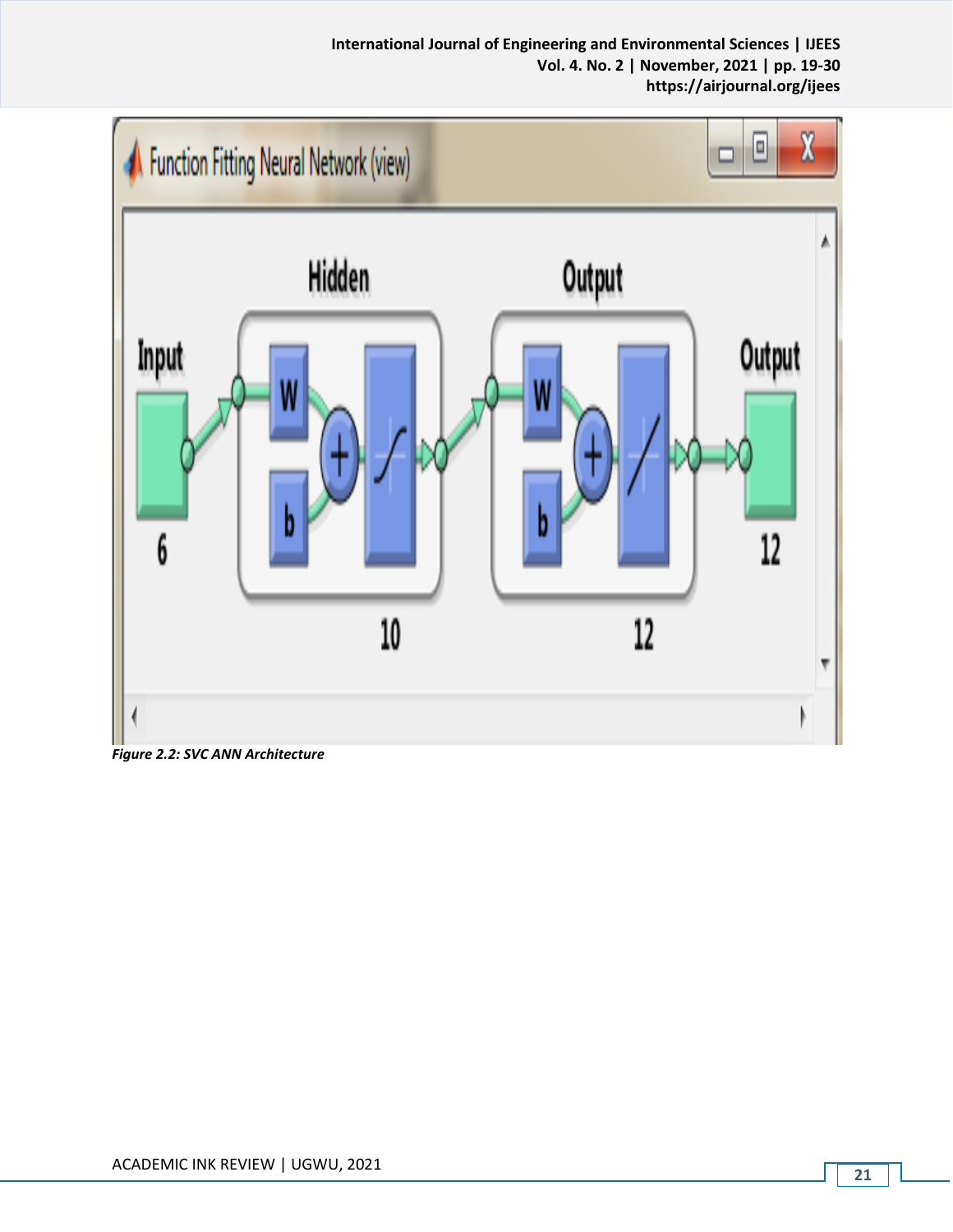Function Fitting Neural Network (view)

Hidden

Output

Input

W

b

W

b

Output

6

10

12

12

*Figure 2.2: SVC ANN Architecture*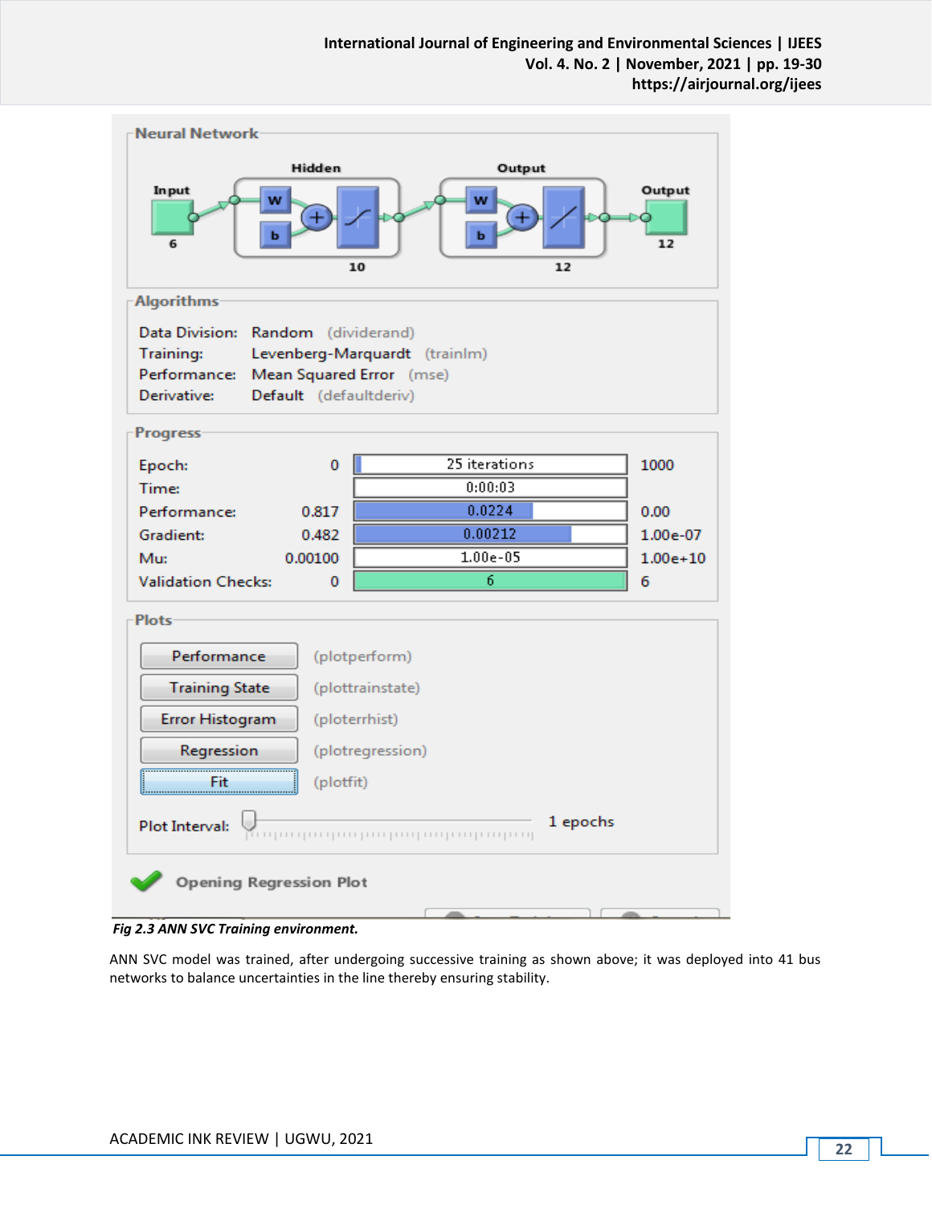Neural Network

Hidden

Output

Input

Output

W

b

W

b

6

10

12

12

Algorithms

Data Division: Random (dividerand)

Training: Levenberg-Marquardt (trainlm)

Performance: Mean Squared Error (mse)

Derivative: Default (defaultderiv)

Progress

Epoch: 0 25 iterations 1000

Time: 0:00:03

Performance: 0.817 0.0224 0.00

Gradient: 0.482 0.00212 1.00e-07

Mu: 0.00100 1.00e-05 1.00e+10

Validation Checks: 0 6 6

Plots

Performance (plotperform)

Training State (plottrainstate)

Error Histogram (ploterrhist)

Regression (plotregression)

Fit (plotfit)

Plot Interval: 1 epochs

Opening Regression Plot

***Fig 2.3 ANN SVC Training environment.***

ANN SVC model was trained, after undergoing successive training as shown above; it was deployed into 41 bus networks to balance uncertainties in the line thereby ensuring stability.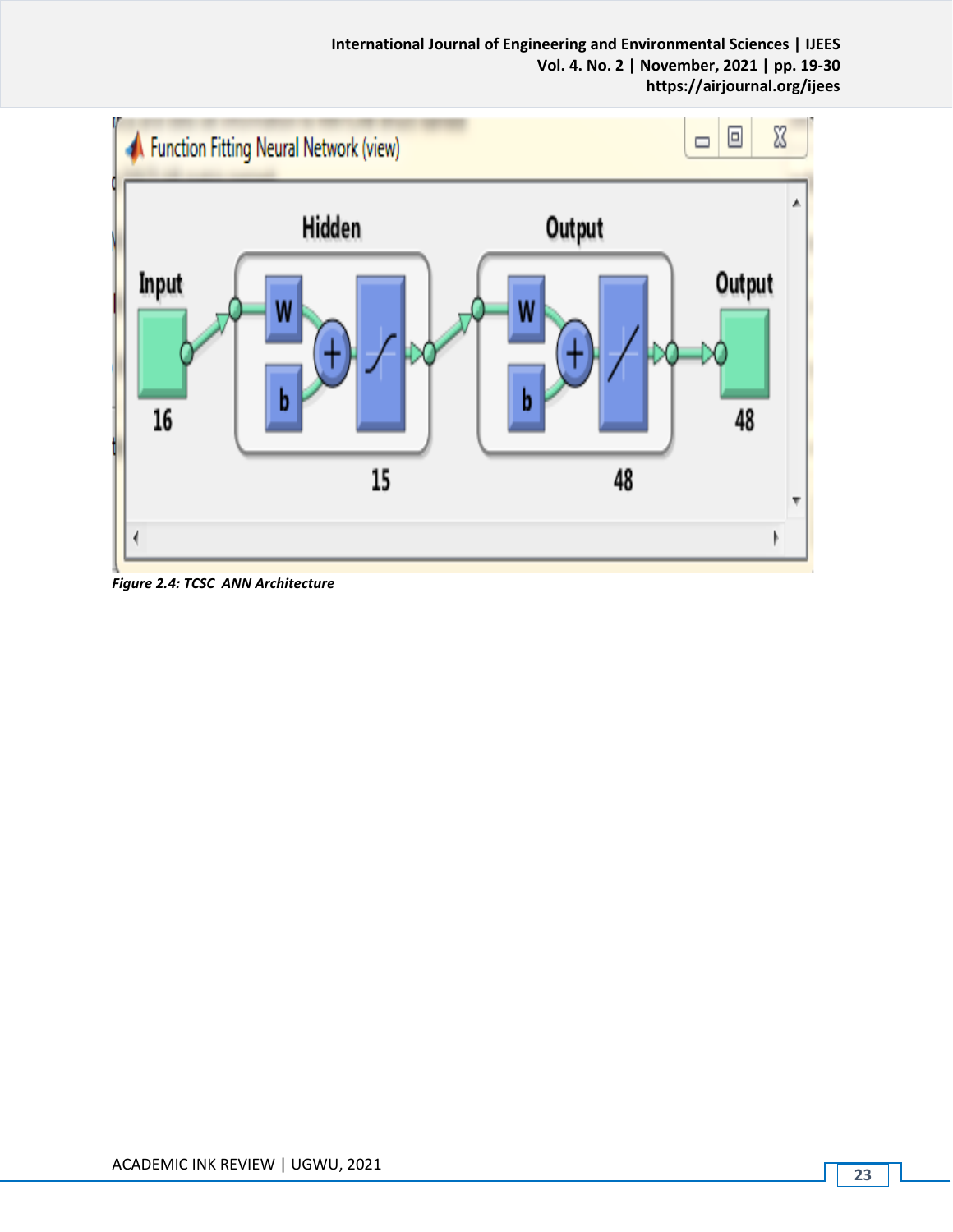Function Fitting Neural Network (view)

Hidden

Output

Input

Output

W

b

W

b

16

15

48

48

*Figure 2.4: TCSC ANN Architecture*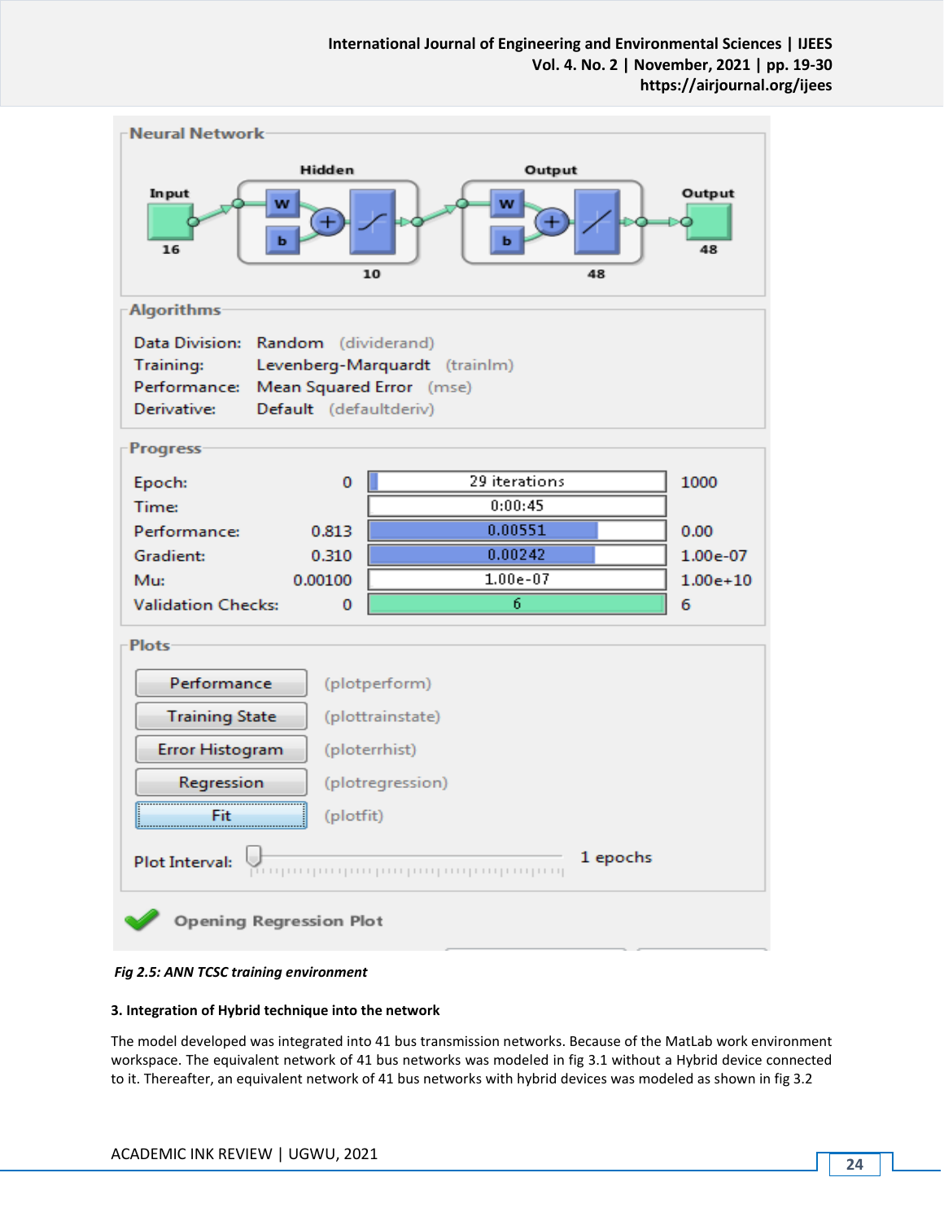Neural Network

Hidden

Output

Input

Output

W

b

W

b

16

10

48

48

Algorithms

Data Division: Random (dividerand)

Training: Levenberg-Marquardt (trainlm)

Performance: Mean Squared Error (mse)

Derivative: Default (defaultderiv)

Progress

Epoch: 0 29 iterations 1000

Time: 0:00:45

Performance: 0.813 0.00551 0.00

Gradient: 0.310 0.00242 1.00e-07

Mu: 0.00100 1.00e-07 1.00e+10

Validation Checks: 0 6 6

Plots

Performance (plotperform)

Training State (plottrainstate)

Error Histogram (ploterrhist)

Regression (plotregression)

Fit (plotfit)

Plot Interval: 1 epochs

Opening Regression Plot

*Fig 2.5: ANN TCSC training environment*

### 3. Integration of Hybrid technique into the network

The model developed was integrated into 41 bus transmission networks. Because of the MatLab work environment workspace. The equivalent network of 41 bus networks was modeled in fig 3.1 without a Hybrid device connected to it. Thereafter, an equivalent network of 41 bus networks with hybrid devices was modeled as shown in fig 3.2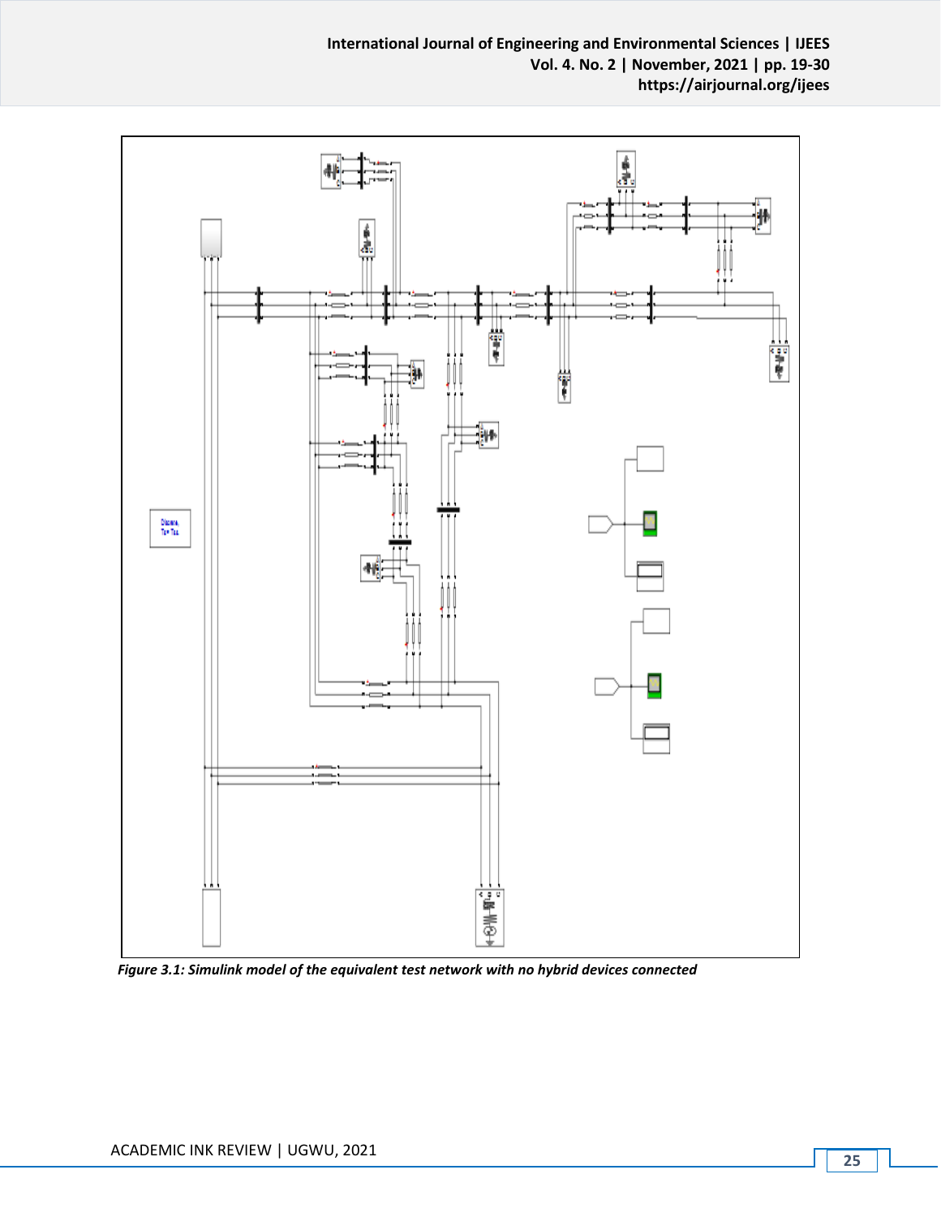*Figure 3.1: Simulink model of the equivalent test network with no hybrid devices connected*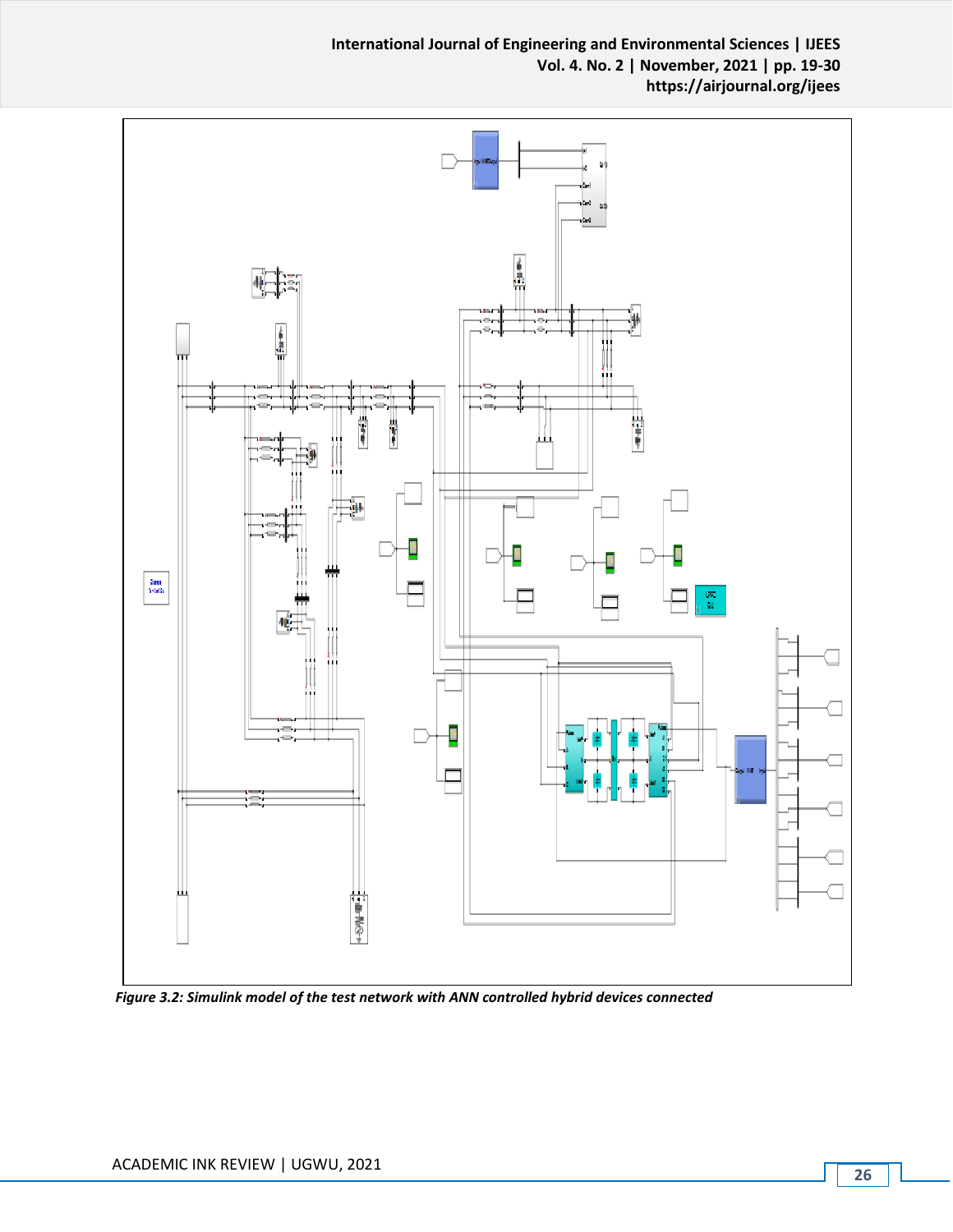*Figure 3.2: Simulink model of the test network with ANN controlled hybrid devices connected*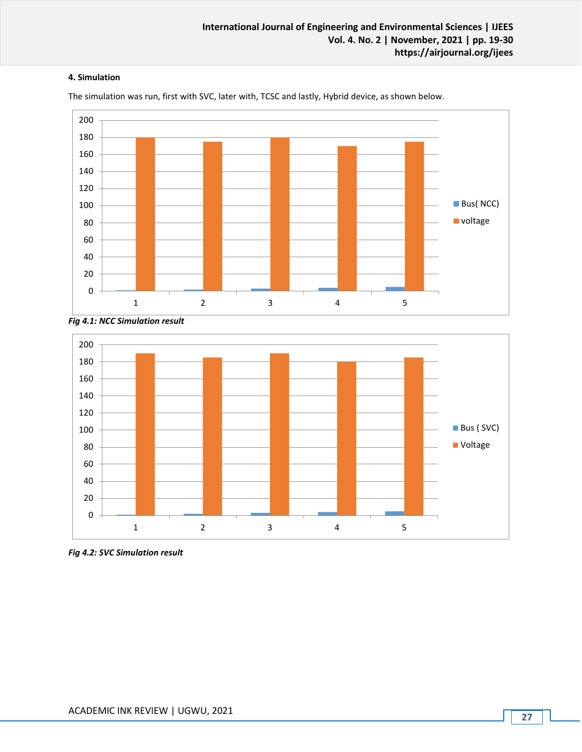### 4. Simulation

The simulation was run, first with SVC, later with, TCSC and lastly, Hybrid device, as shown below.

200
180
160
140
120
100
80
60
40
20
0
1
2
3
4
5
Bus( NCC)
voltage

*Fig 4.1: NCC Simulation result*

200
180
160
140
120
100
80
60
40
20
0
1
2
3
4
5
Bus ( SVC)
Voltage

*Fig 4.2: SVC Simulation result*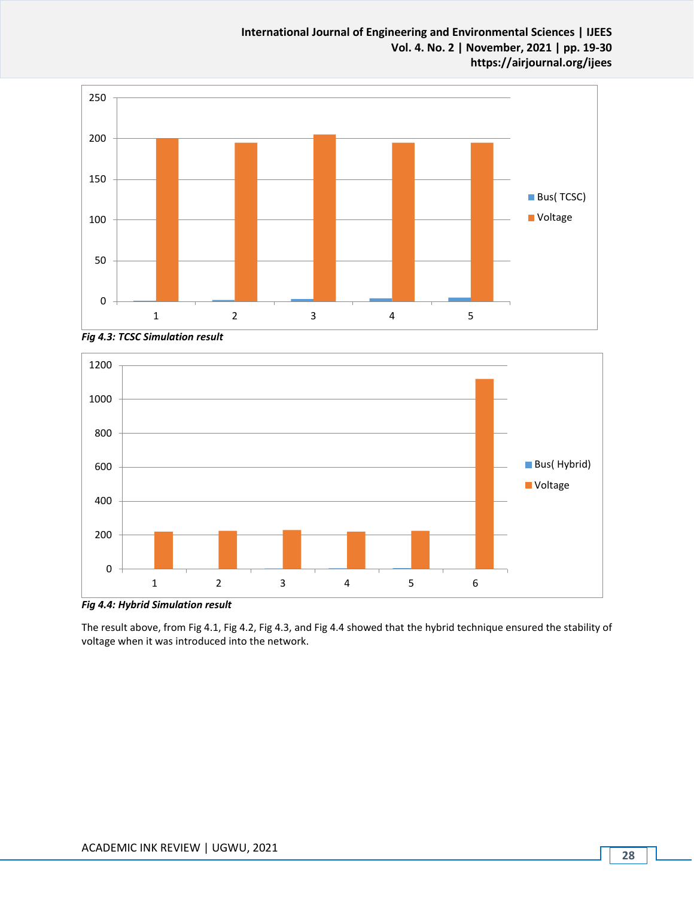250
200
150
100
50
0
1 2 3 4 5

Bus( TCSC)
Voltage

*Fig 4.3: TCSC Simulation result*

1200
1000
800
600
400
200
0
1 2 3 4 5 6

Bus( Hybrid)
Voltage

*Fig 4.4: Hybrid Simulation result*

The result above, from Fig 4.1, Fig 4.2, Fig 4.3, and Fig 4.4 showed that the hybrid technique ensured the stability of voltage when it was introduced into the network.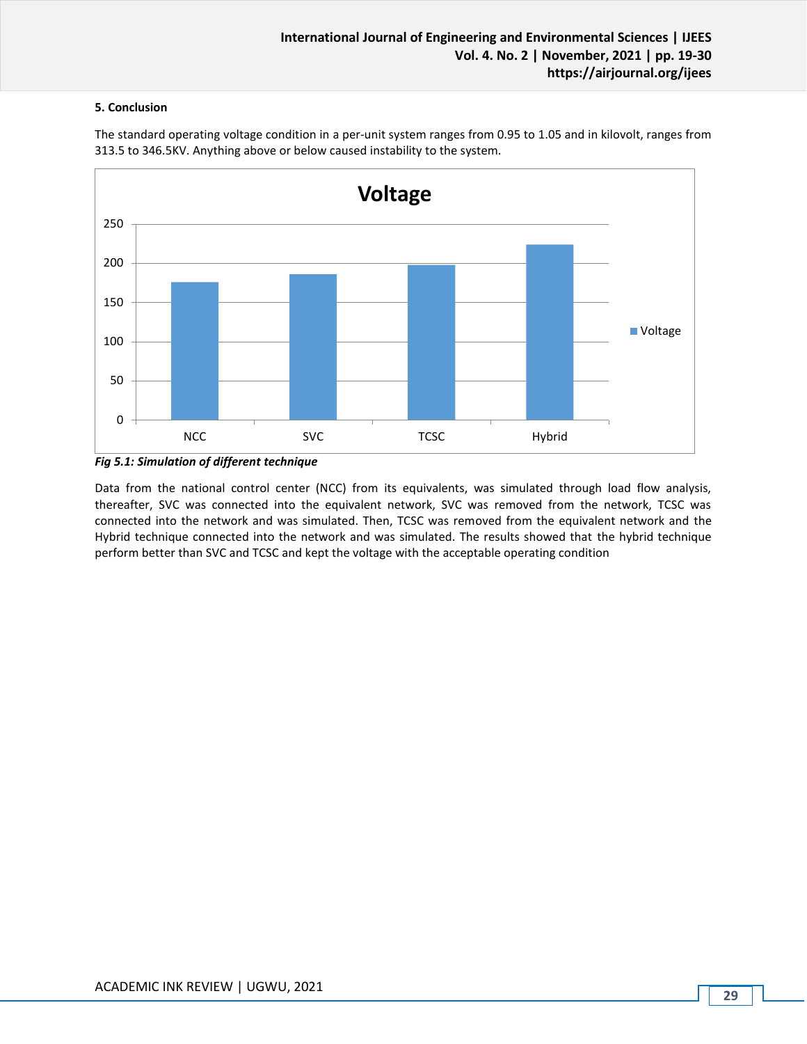**5. Conclusion**

The standard operating voltage condition in a per-unit system ranges from 0.95 to 1.05 and in kilovolt, ranges from 313.5 to 346.5KV. Anything above or below caused instability to the system.

Voltage

250
200
150
100
50
0

NCC
SVC
TCSC
Hybrid

Voltage

***Fig 5.1: Simulation of different technique***

Data from the national control center (NCC) from its equivalents, was simulated through load flow analysis, thereafter, SVC was connected into the equivalent network, SVC was removed from the network, TCSC was connected into the network and was simulated. Then, TCSC was removed from the equivalent network and the Hybrid technique connected into the network and was simulated. The results showed that the hybrid technique perform better than SVC and TCSC and kept the voltage with the acceptable operating condition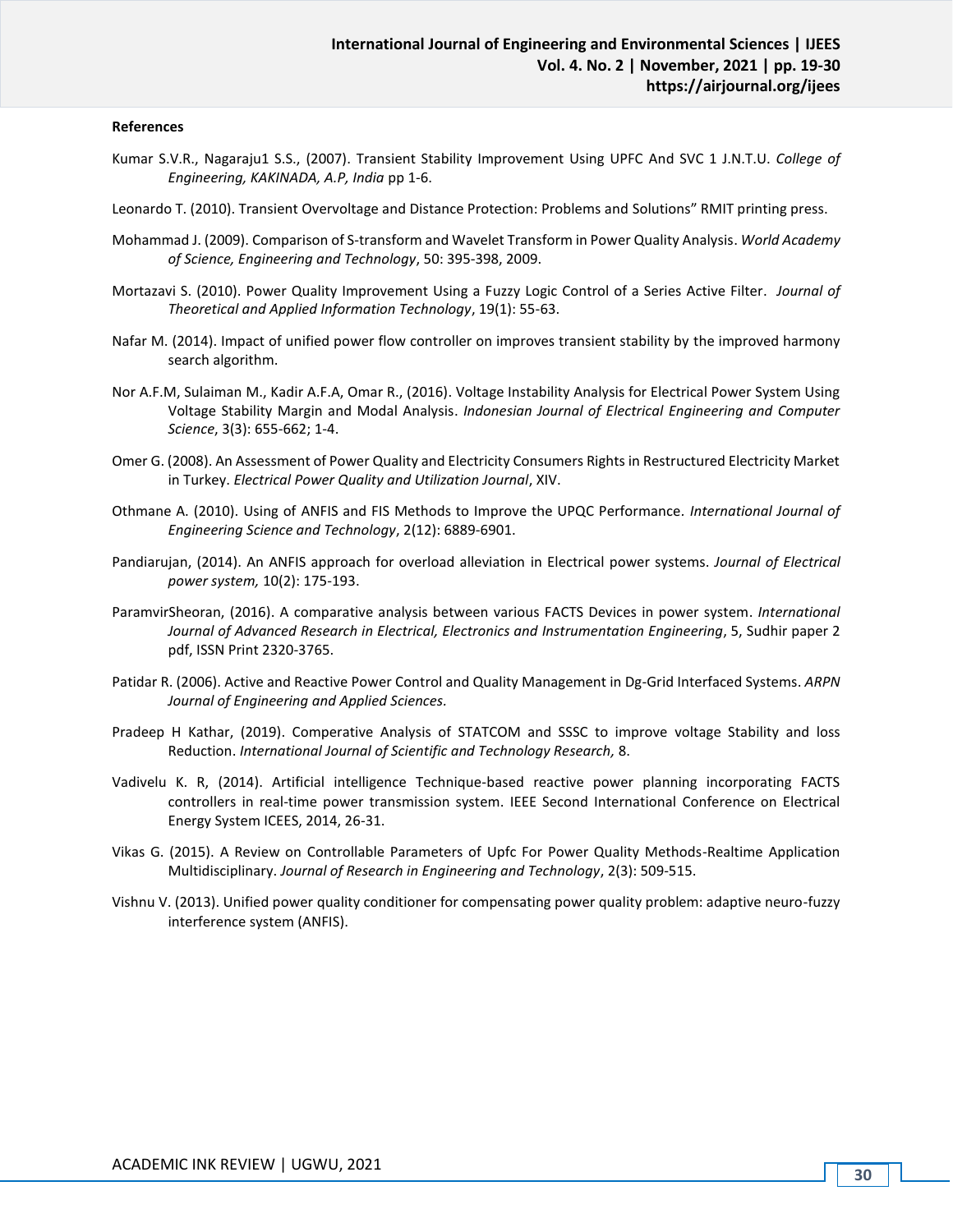**References**

Kumar S.V.R., Nagaraju1 S.S., (2007). Transient Stability Improvement Using UPFC And SVC 1 J.N.T.U. *College of Engineering, KAKINADA, A.P, India* pp 1-6.

Leonardo T. (2010). Transient Overvoltage and Distance Protection: Problems and Solutions" RMIT printing press.

Mohammad J. (2009). Comparison of S-transform and Wavelet Transform in Power Quality Analysis. *World Academy of Science, Engineering and Technology*, 50: 395-398, 2009.

Mortazavi S. (2010). Power Quality Improvement Using a Fuzzy Logic Control of a Series Active Filter. *Journal of Theoretical and Applied Information Technology*, 19(1): 55-63.

Nafar M. (2014). Impact of unified power flow controller on improves transient stability by the improved harmony search algorithm.

Nor A.F.M, Sulaiman M., Kadir A.F.A, Omar R., (2016). Voltage Instability Analysis for Electrical Power System Using Voltage Stability Margin and Modal Analysis. *Indonesian Journal of Electrical Engineering and Computer Science*, 3(3): 655-662; 1-4.

Omer G. (2008). An Assessment of Power Quality and Electricity Consumers Rights in Restructured Electricity Market in Turkey. *Electrical Power Quality and Utilization Journal*, XIV.

Othmane A. (2010). Using of ANFIS and FIS Methods to Improve the UPQC Performance. *International Journal of Engineering Science and Technology*, 2(12): 6889-6901.

Pandiarujan, (2014). An ANFIS approach for overload alleviation in Electrical power systems. *Journal of Electrical power system,* 10(2): 175-193.

ParamvirSheoran, (2016). A comparative analysis between various FACTS Devices in power system. *International Journal of Advanced Research in Electrical, Electronics and Instrumentation Engineering*, 5, Sudhir paper 2 pdf, ISSN Print 2320-3765.

Patidar R. (2006). Active and Reactive Power Control and Quality Management in Dg-Grid Interfaced Systems. *ARPN Journal of Engineering and Applied Sciences.*

Pradeep H Kathar, (2019). Comperative Analysis of STATCOM and SSSC to improve voltage Stability and loss Reduction. *International Journal of Scientific and Technology Research,* 8.

Vadivelu K. R, (2014). Artificial intelligence Technique-based reactive power planning incorporating FACTS controllers in real-time power transmission system. IEEE Second International Conference on Electrical Energy System ICEES, 2014, 26-31.

Vikas G. (2015). A Review on Controllable Parameters of Upfc For Power Quality Methods-Realtime Application Multidisciplinary. *Journal of Research in Engineering and Technology*, 2(3): 509-515.

Vishnu V. (2013). Unified power quality conditioner for compensating power quality problem: adaptive neuro-fuzzy interference system (ANFIS).